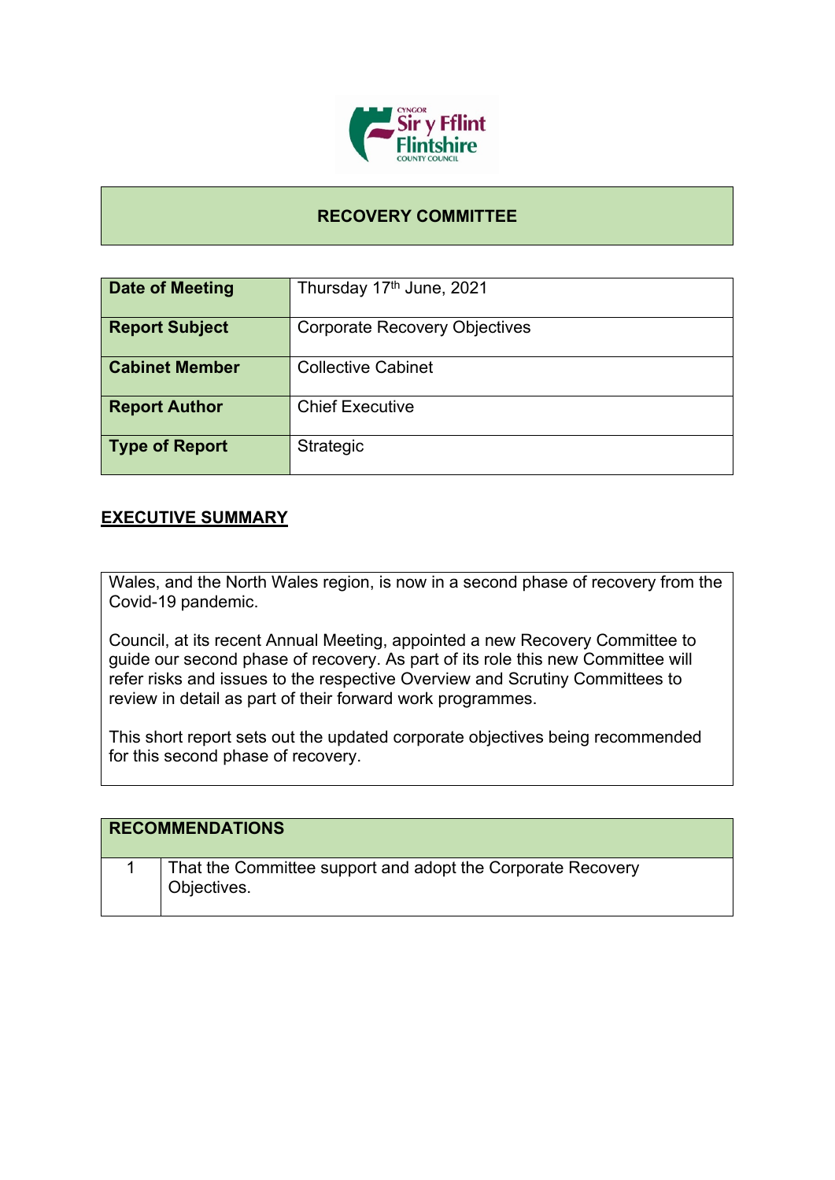CYNGOR Sir y Fflint Flintshire COUNTY COUNCIL

# RECOVERY COMMITTEE

| Date of Meeting | Thursday 17th June, 2021 |
|---|---|
| Report Subject | Corporate Recovery Objectives |
| Cabinet Member | Collective Cabinet |
| Report Author | Chief Executive |
| Type of Report | Strategic |

## EXECUTIVE SUMMARY

Wales, and the North Wales region, is now in a second phase of recovery from the Covid-19 pandemic.

Council, at its recent Annual Meeting, appointed a new Recovery Committee to guide our second phase of recovery. As part of its role this new Committee will refer risks and issues to the respective Overview and Scrutiny Committees to review in detail as part of their forward work programmes.

This short report sets out the updated corporate objectives being recommended for this second phase of recovery.

| RECOMMENDATIONS | |
|---|---|
| 1 | That the Committee support and adopt the Corporate Recovery Objectives. |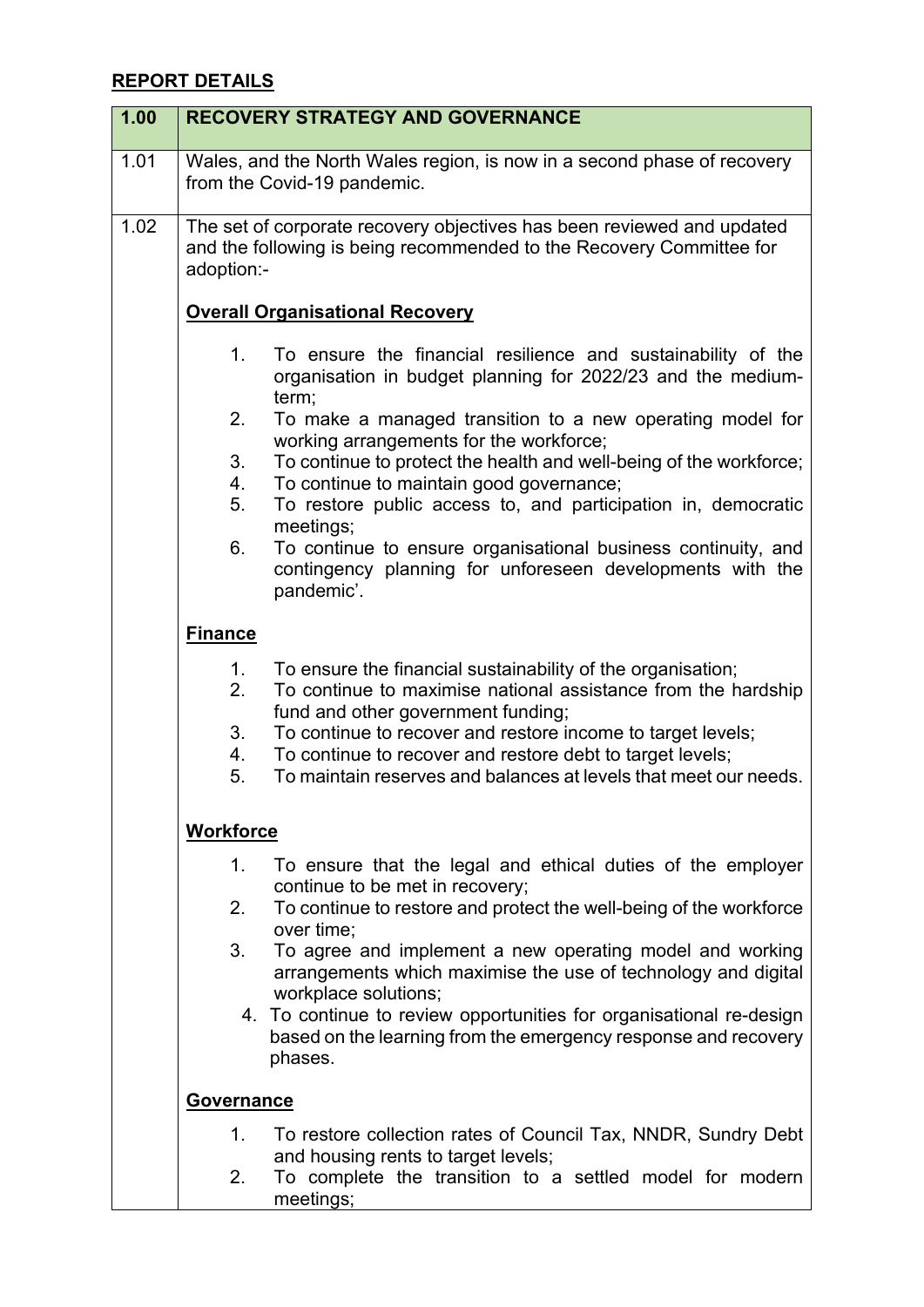## REPORT DETAILS

| 1.00 | RECOVERY STRATEGY AND GOVERNANCE |
|---|---|
| 1.01 | Wales, and the North Wales region, is now in a second phase of recovery from the Covid-19 pandemic. |
| 1.02 | The set of corporate recovery objectives has been reviewed and updated and the following is being recommended to the Recovery Committee for adoption:-<br><br>**Overall Organisational Recovery**<br><br>1. To ensure the financial resilience and sustainability of the organisation in budget planning for 2022/23 and the medium-term;<br>2. To make a managed transition to a new operating model for working arrangements for the workforce;<br>3. To continue to protect the health and well-being of the workforce;<br>4. To continue to maintain good governance;<br>5. To restore public access to, and participation in, democratic meetings;<br>6. To continue to ensure organisational business continuity, and contingency planning for unforeseen developments with the pandemic'.<br><br>**Finance**<br><br>1. To ensure the financial sustainability of the organisation;<br>2. To continue to maximise national assistance from the hardship fund and other government funding;<br>3. To continue to recover and restore income to target levels;<br>4. To continue to recover and restore debt to target levels;<br>5. To maintain reserves and balances at levels that meet our needs.<br><br>**Workforce**<br><br>1. To ensure that the legal and ethical duties of the employer continue to be met in recovery;<br>2. To continue to restore and protect the well-being of the workforce over time;<br>3. To agree and implement a new operating model and working arrangements which maximise the use of technology and digital workplace solutions;<br>4. To continue to review opportunities for organisational re-design based on the learning from the emergency response and recovery phases.<br><br>**Governance**<br><br>1. To restore collection rates of Council Tax, NNDR, Sundry Debt and housing rents to target levels;<br>2. To complete the transition to a settled model for modern meetings; |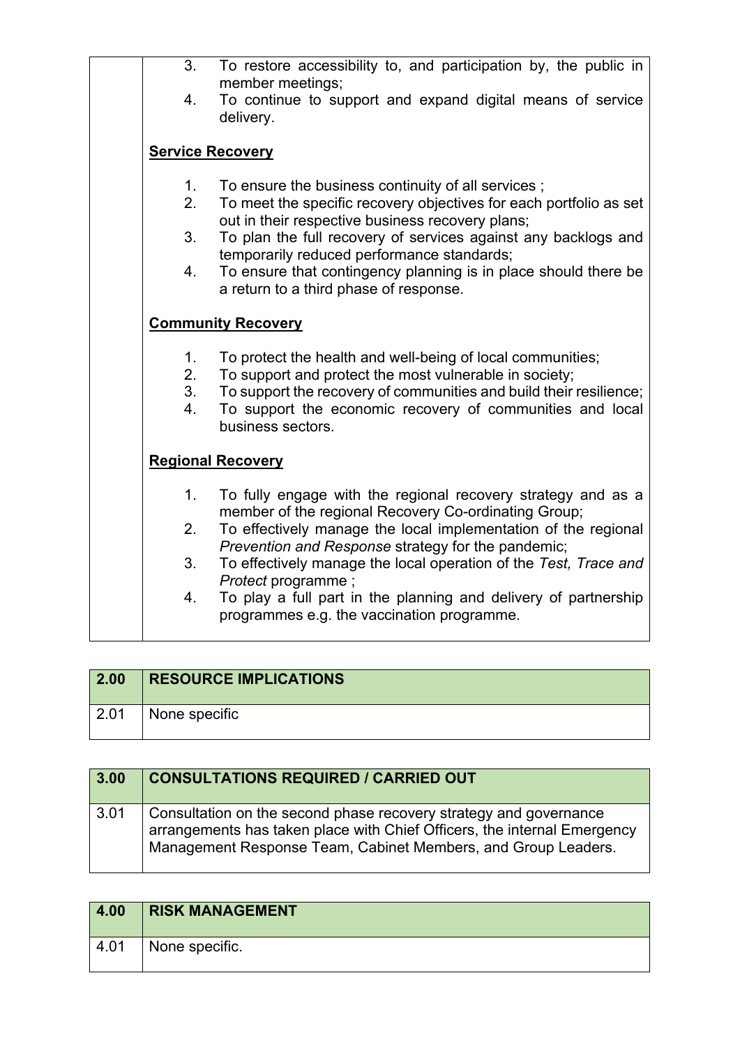3. To restore accessibility to, and participation by, the public in member meetings;
4. To continue to support and expand digital means of service delivery.

**Service Recovery**

1. To ensure the business continuity of all services ;
2. To meet the specific recovery objectives for each portfolio as set out in their respective business recovery plans;
3. To plan the full recovery of services against any backlogs and temporarily reduced performance standards;
4. To ensure that contingency planning is in place should there be a return to a third phase of response.

**Community Recovery**

1. To protect the health and well-being of local communities;
2. To support and protect the most vulnerable in society;
3. To support the recovery of communities and build their resilience;
4. To support the economic recovery of communities and local business sectors.

**Regional Recovery**

1. To fully engage with the regional recovery strategy and as a member of the regional Recovery Co-ordinating Group;
2. To effectively manage the local implementation of the regional *Prevention and Response* strategy for the pandemic;
3. To effectively manage the local operation of the *Test, Trace and Protect* programme ;
4. To play a full part in the planning and delivery of partnership programmes e.g. the vaccination programme.

| 2.00 | RESOURCE IMPLICATIONS |
|---|---|
| 2.01 | None specific |

| 3.00 | CONSULTATIONS REQUIRED / CARRIED OUT |
|---|---|
| 3.01 | Consultation on the second phase recovery strategy and governance arrangements has taken place with Chief Officers, the internal Emergency Management Response Team, Cabinet Members, and Group Leaders. |

| 4.00 | RISK MANAGEMENT |
|---|---|
| 4.01 | None specific. |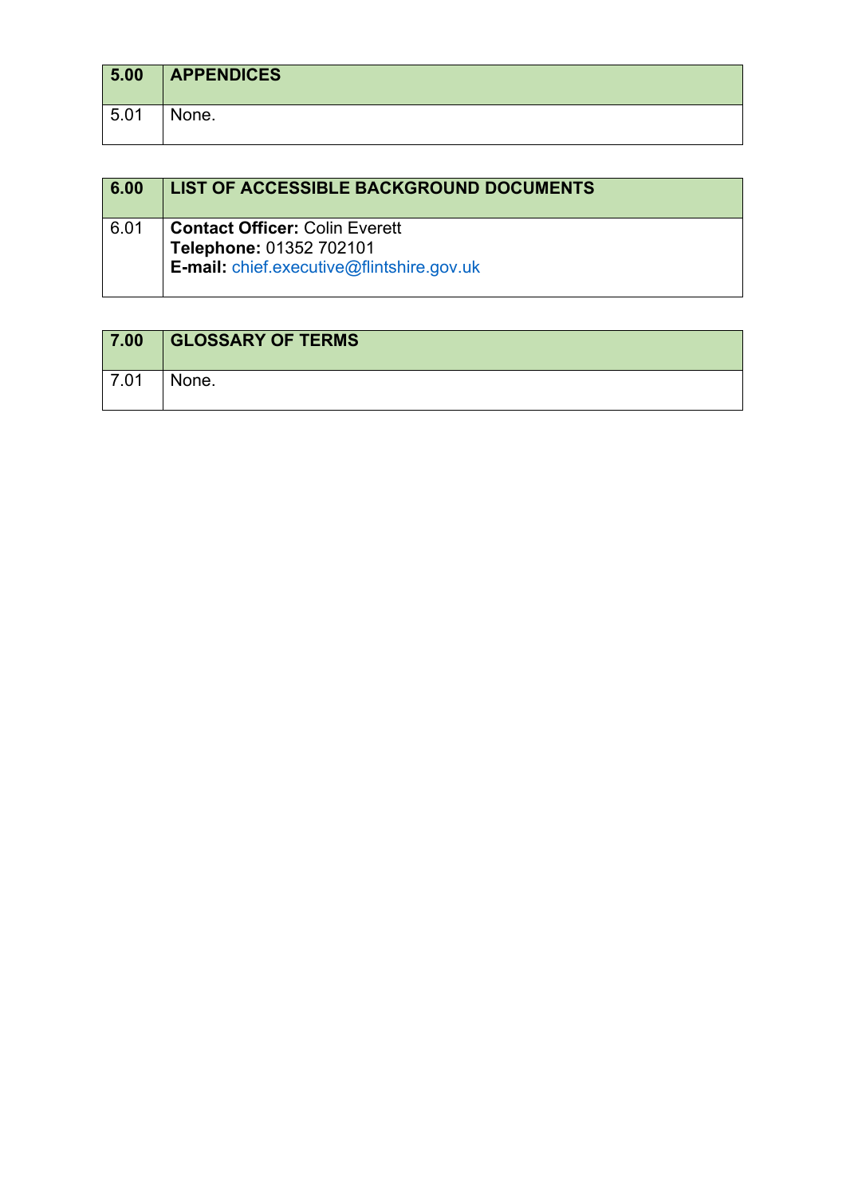| 5.00 | **APPENDICES** |
| --- | --- |
| 5.01 | None. |

| 6.00 | **LIST OF ACCESSIBLE BACKGROUND DOCUMENTS** |
| --- | --- |
| 6.01 | **Contact Officer:** Colin Everett<br>**Telephone:** 01352 702101<br>**E-mail:** chief.executive@flintshire.gov.uk |

| 7.00 | **GLOSSARY OF TERMS** |
| --- | --- |
| 7.01 | None. |